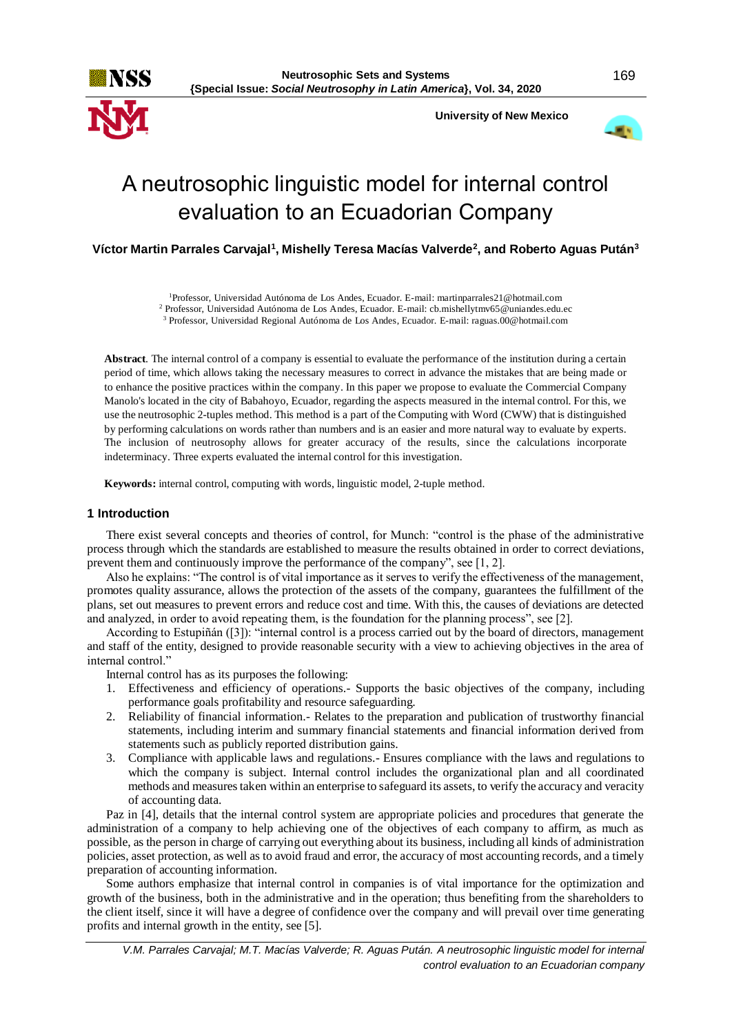# A neutrosophic linguistic model for internal control evaluation to an Ecuadorian Company

**Víctor Martin Parrales Carvajal[1], Mishelly Teresa Macías Valverde[2], and Roberto Aguas Pután[3]**

[1]Professor, Universidad Autónoma de Los Andes, Ecuador. E-mail: martinparrales21@hotmail.com
[2] Professor, Universidad Autónoma de Los Andes, Ecuador. E-mail: cb.mishellytmv65@uniandes.edu.ec
[3] Professor, Universidad Regional Autónoma de Los Andes, Ecuador. E-mail: raguas.00@hotmail.com

**Abstract**. The internal control of a company is essential to evaluate the performance of the institution during a certain period of time, which allows taking the necessary measures to correct in advance the mistakes that are being made or to enhance the positive practices within the company. In this paper we propose to evaluate the Commercial Company Manolo's located in the city of Babahoyo, Ecuador, regarding the aspects measured in the internal control. For this, we use the neutrosophic 2-tuples method. This method is a part of the Computing with Word (CWW) that is distinguished by performing calculations on words rather than numbers and is an easier and more natural way to evaluate by experts. The inclusion of neutrosophy allows for greater accuracy of the results, since the calculations incorporate indeterminacy. Three experts evaluated the internal control for this investigation.

**Keywords:** internal control, computing with words, linguistic model, 2-tuple method.

## 1 Introduction

There exist several concepts and theories of control, for Munch: "control is the phase of the administrative process through which the standards are established to measure the results obtained in order to correct deviations, prevent them and continuously improve the performance of the company", see [1, 2].

Also he explains: "The control is of vital importance as it serves to verify the effectiveness of the management, promotes quality assurance, allows the protection of the assets of the company, guarantees the fulfillment of the plans, set out measures to prevent errors and reduce cost and time. With this, the causes of deviations are detected and analyzed, in order to avoid repeating them, is the foundation for the planning process", see [2].

According to Estupiñán ([3]): "internal control is a process carried out by the board of directors, management and staff of the entity, designed to provide reasonable security with a view to achieving objectives in the area of internal control."

Internal control has as its purposes the following:

1. Effectiveness and efficiency of operations.- Supports the basic objectives of the company, including performance goals profitability and resource safeguarding.
2. Reliability of financial information.- Relates to the preparation and publication of trustworthy financial statements, including interim and summary financial statements and financial information derived from statements such as publicly reported distribution gains.
3. Compliance with applicable laws and regulations.- Ensures compliance with the laws and regulations to which the company is subject. Internal control includes the organizational plan and all coordinated methods and measures taken within an enterprise to safeguard its assets, to verify the accuracy and veracity of accounting data.

Paz in [4], details that the internal control system are appropriate policies and procedures that generate the administration of a company to help achieving one of the objectives of each company to affirm, as much as possible, as the person in charge of carrying out everything about its business, including all kinds of administration policies, asset protection, as well as to avoid fraud and error, the accuracy of most accounting records, and a timely preparation of accounting information.

Some authors emphasize that internal control in companies is of vital importance for the optimization and growth of the business, both in the administrative and in the operation; thus benefiting from the shareholders to the client itself, since it will have a degree of confidence over the company and will prevail over time generating profits and internal growth in the entity, see [5].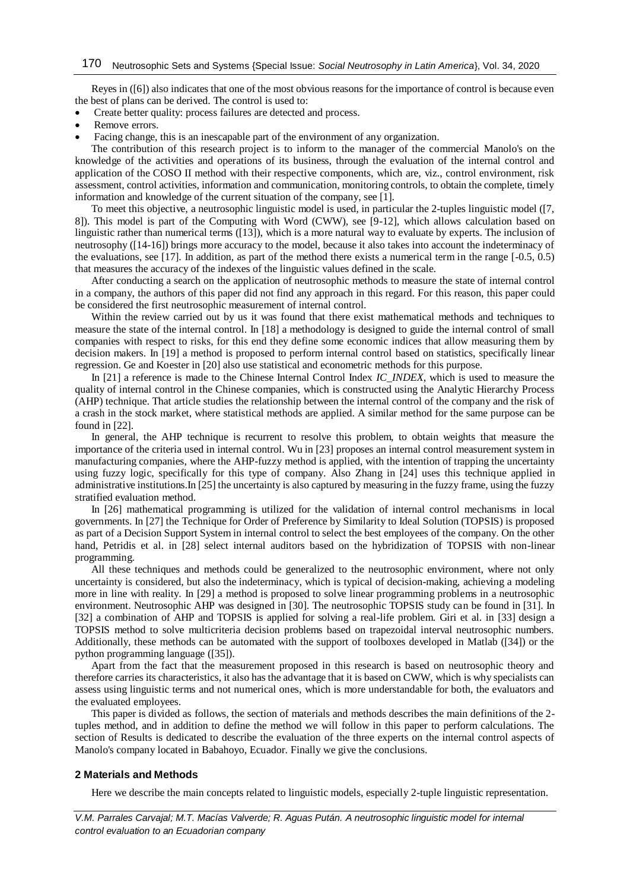Reyes in ([6]) also indicates that one of the most obvious reasons for the importance of control is because even the best of plans can be derived. The control is used to:

- Create better quality: process failures are detected and process.
- Remove errors.
- Facing change, this is an inescapable part of the environment of any organization.

The contribution of this research project is to inform to the manager of the commercial Manolo's on the knowledge of the activities and operations of its business, through the evaluation of the internal control and application of the COSO II method with their respective components, which are, viz., control environment, risk assessment, control activities, information and communication, monitoring controls, to obtain the complete, timely information and knowledge of the current situation of the company, see [1].

To meet this objective, a neutrosophic linguistic model is used, in particular the 2-tuples linguistic model ([7, 8]). This model is part of the Computing with Word (CWW), see [9-12], which allows calculation based on linguistic rather than numerical terms ([13]), which is a more natural way to evaluate by experts. The inclusion of neutrosophy ([14-16]) brings more accuracy to the model, because it also takes into account the indeterminacy of the evaluations, see [17]. In addition, as part of the method there exists a numerical term in the range [-0.5, 0.5) that measures the accuracy of the indexes of the linguistic values defined in the scale.

After conducting a search on the application of neutrosophic methods to measure the state of internal control in a company, the authors of this paper did not find any approach in this regard. For this reason, this paper could be considered the first neutrosophic measurement of internal control.

Within the review carried out by us it was found that there exist mathematical methods and techniques to measure the state of the internal control. In [18] a methodology is designed to guide the internal control of small companies with respect to risks, for this end they define some economic indices that allow measuring them by decision makers. In [19] a method is proposed to perform internal control based on statistics, specifically linear regression. Ge and Koester in [20] also use statistical and econometric methods for this purpose.

In [21] a reference is made to the Chinese Internal Control Index *IC_INDEX*, which is used to measure the quality of internal control in the Chinese companies, which is constructed using the Analytic Hierarchy Process (AHP) technique. That article studies the relationship between the internal control of the company and the risk of a crash in the stock market, where statistical methods are applied. A similar method for the same purpose can be found in [22].

In general, the AHP technique is recurrent to resolve this problem, to obtain weights that measure the importance of the criteria used in internal control. Wu in [23] proposes an internal control measurement system in manufacturing companies, where the AHP-fuzzy method is applied, with the intention of trapping the uncertainty using fuzzy logic, specifically for this type of company. Also Zhang in [24] uses this technique applied in administrative institutions.In [25] the uncertainty is also captured by measuring in the fuzzy frame, using the fuzzy stratified evaluation method.

In [26] mathematical programming is utilized for the validation of internal control mechanisms in local governments. In [27] the Technique for Order of Preference by Similarity to Ideal Solution (TOPSIS) is proposed as part of a Decision Support System in internal control to select the best employees of the company. On the other hand, Petridis et al. in [28] select internal auditors based on the hybridization of TOPSIS with non-linear programming.

All these techniques and methods could be generalized to the neutrosophic environment, where not only uncertainty is considered, but also the indeterminacy, which is typical of decision-making, achieving a modeling more in line with reality. In [29] a method is proposed to solve linear programming problems in a neutrosophic environment. Neutrosophic AHP was designed in [30]. The neutrosophic TOPSIS study can be found in [31]. In [32] a combination of AHP and TOPSIS is applied for solving a real-life problem. Giri et al. in [33] design a TOPSIS method to solve multicriteria decision problems based on trapezoidal interval neutrosophic numbers. Additionally, these methods can be automated with the support of toolboxes developed in Matlab ([34]) or the python programming language ([35]).

Apart from the fact that the measurement proposed in this research is based on neutrosophic theory and therefore carries its characteristics, it also has the advantage that it is based on CWW, which is why specialists can assess using linguistic terms and not numerical ones, which is more understandable for both, the evaluators and the evaluated employees.

This paper is divided as follows, the section of materials and methods describes the main definitions of the 2-tuples method, and in addition to define the method we will follow in this paper to perform calculations. The section of Results is dedicated to describe the evaluation of the three experts on the internal control aspects of Manolo's company located in Babahoyo, Ecuador. Finally we give the conclusions.

## 2 Materials and Methods

Here we describe the main concepts related to linguistic models, especially 2-tuple linguistic representation.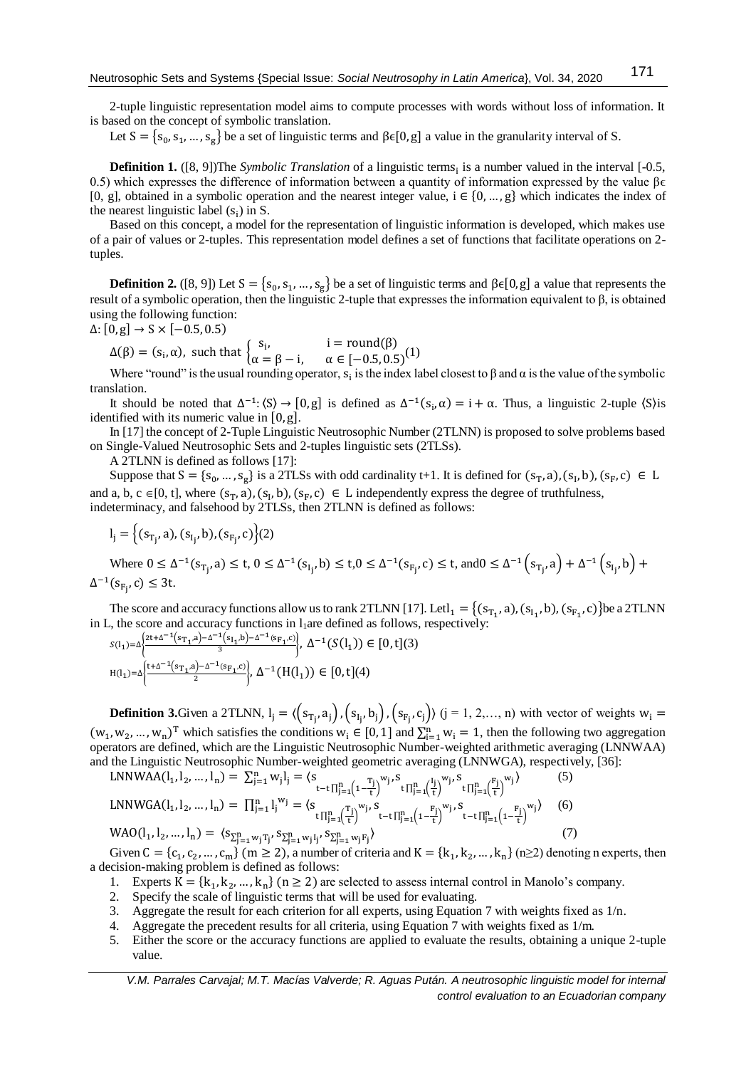2-tuple linguistic representation model aims to compute processes with words without loss of information. It is based on the concept of symbolic translation.

Let $S = \{s_0, s_1, \ldots, s_g\}$ be a set of linguistic terms and $\beta \epsilon [0, g]$ a value in the granularity interval of S.

**Definition 1.** ([8, 9])The *Symbolic Translation* of a linguistic term$s_i$ is a number valued in the interval [-0.5, 0.5) which expresses the difference of information between a quantity of information expressed by the value $\beta \epsilon$ [0, g], obtained in a symbolic operation and the nearest integer value, $i \in \{0, \ldots, g\}$ which indicates the index of the nearest linguistic label ($s_i$) in S.

Based on this concept, a model for the representation of linguistic information is developed, which makes use of a pair of values or 2-tuples. This representation model defines a set of functions that facilitate operations on 2-tuples.

**Definition 2.** ([8, 9]) Let $S = \{s_0, s_1, \ldots, s_g\}$ be a set of linguistic terms and $\beta \epsilon [0, g]$ a value that represents the result of a symbolic operation, then the linguistic 2-tuple that expresses the information equivalent to β, is obtained using the following function:

$\Delta: [0, g] \to S \times [-0.5, 0.5)$

$$\Delta(\beta) = (s_i, \alpha), \text{ such that } \begin{cases} s_i, & i = \text{round}(\beta) \\ \alpha = \beta - i, & \alpha \in [-0.5, 0.5) \end{cases} \quad (1)$$

Where "round" is the usual rounding operator, $s_i$ is the index label closest to β and α is the value of the symbolic translation.

It should be noted that $\Delta^{-1}: \langle S \rangle \to [0, g]$ is defined as $\Delta^{-1}(s_i, \alpha) = i + \alpha$. Thus, a linguistic 2-tuple $\langle S \rangle$is identified with its numeric value in $[0, g]$.

In [17] the concept of 2-Tuple Linguistic Neutrosophic Number (2TLNN) is proposed to solve problems based on Single-Valued Neutrosophic Sets and 2-tuples linguistic sets (2TLSs).

A 2TLNN is defined as follows [17]:

Suppose that $S = \{s_0, \ldots, s_g\}$ is a 2TLSs with odd cardinality t+1. It is defined for $(s_T, a), (s_I, b), (s_F, c) \in L$ and a, b, c $\in [0, t]$, where $(s_T, a), (s_I, b), (s_F, c) \in L$ independently express the degree of truthfulness, indeterminacy, and falsehood by 2TLSs, then 2TLNN is defined as follows:

$$l_j = \left\{(s_{T_j}, a), (s_{I_j}, b), (s_{F_j}, c)\right\} (2)$$

Where $0 \leq \Delta^{-1}(s_{T_j}, a) \leq t$, $0 \leq \Delta^{-1}(s_{I_j}, b) \leq t$,$0 \leq \Delta^{-1}(s_{F_j}, c) \leq t$, and$0 \leq \Delta^{-1}\left(s_{T_j}, a\right) + \Delta^{-1}\left(s_{I_j}, b\right) + \Delta^{-1}(s_{F_j}, c) \leq 3t$.

The score and accuracy functions allow us to rank 2TLNN [17]. Let$l_1 = \{(s_{T_1}, a), (s_{I_1}, b), (s_{F_1}, c)\}$be a 2TLNN in L, the score and accuracy functions in $l_1$are defined as follows, respectively:

$$S(l_1) = \Delta\left\{\frac{2t + \Delta^{-1}(s_{T_1}, a) - \Delta^{-1}(s_{I_1}, b) - \Delta^{-1}(s_{F_1}, c)}{3}\right\},\ \Delta^{-1}(S(l_1)) \in [0, t] (3)$$

$$H(l_1) = \Delta\left\{\frac{t + \Delta^{-1}(s_{T_1}, a) - \Delta^{-1}(s_{F_1}, c)}{2}\right\},\ \Delta^{-1}(H(l_1)) \in [0, t] (4)$$

**Definition 3.**Given a 2TLNN, $l_j = \langle (s_{T_j}, a_j), (s_{I_j}, b_j), (s_{F_j}, c_j) \rangle$ (j = 1, 2,…, n) with vector of weights $w_i = (w_1, w_2, \ldots, w_n)^T$ which satisfies the conditions $w_i \in [0, 1]$ and $\sum_{i=1}^{n} w_i = 1$, then the following two aggregation operators are defined, which are the Linguistic Neutrosophic Number-weighted arithmetic averaging (LNNWAA) and the Linguistic Neutrosophic Number-weighted geometric averaging (LNNWGA), respectively, [36]:

$$\text{LNNWAA}(l_1, l_2, \ldots, l_n) = \sum_{j=1}^{n} w_j l_j = \langle s_{t - t\prod_{j=1}^{n}\left(1 - \frac{T_j}{t}\right)^{w_j}}, s_{t\prod_{j=1}^{n}\left(\frac{I_j}{t}\right)^{w_j}}, s_{t\prod_{j=1}^{n}\left(\frac{F_j}{t}\right)^{w_j}} \rangle \quad (5)$$

$$\text{LNNWGA}(l_1, l_2, \ldots, l_n) = \prod_{j=1}^{n} l_j^{w_j} = \langle s_{t\prod_{j=1}^{n}\left(\frac{T_j}{t}\right)^{w_j}}, s_{t - t\prod_{j=1}^{n}\left(1 - \frac{I_j}{t}\right)^{w_j}}, s_{t - t\prod_{j=1}^{n}\left(1 - \frac{F_j}{t}\right)^{w_j}} \rangle \quad (6)$$

$$\text{WAO}(l_1, \ldots, l_n) = \langle s_{\sum_{j=1}^{n} w_j T_j}, s_{\sum_{j=1}^{n} w_j I_j}, s_{\sum_{j=1}^{n} w_j F_j} \rangle \quad (7)$$

Given $C = \{c_1, c_2, \ldots, c_m\}$ ($m \geq 2$), a number of criteria and $K = \{k_1, k_2, \ldots, k_n\}$ ($n \geq 2$) denoting n experts, then a decision-making problem is defined as follows:

1. Experts $K = \{k_1, k_2, \ldots, k_n\}$ ($n \geq 2$) are selected to assess internal control in Manolo's company.
2. Specify the scale of linguistic terms that will be used for evaluating.
3. Aggregate the result for each criterion for all experts, using Equation 7 with weights fixed as 1/n.
4. Aggregate the precedent results for all criteria, using Equation 7 with weights fixed as 1/m.
5. Either the score or the accuracy functions are applied to evaluate the results, obtaining a unique 2-tuple value.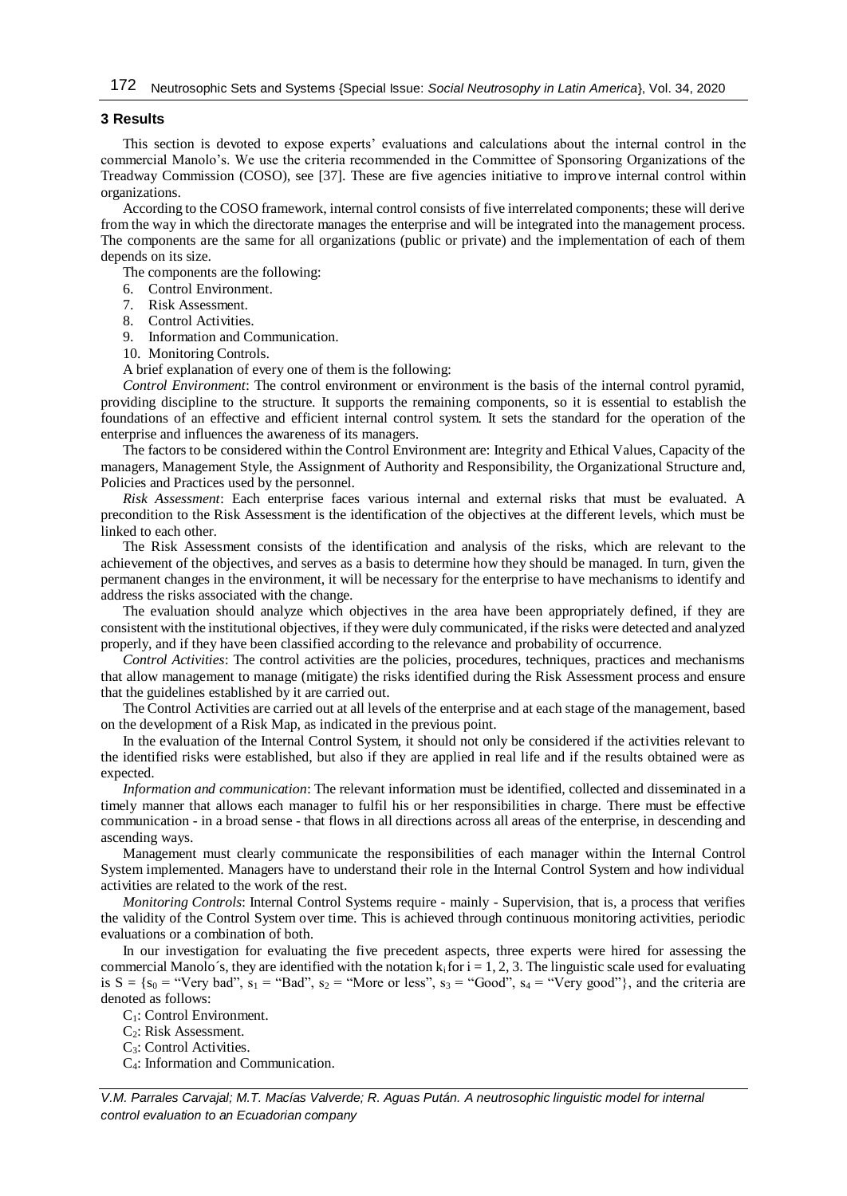## 3 Results

This section is devoted to expose experts' evaluations and calculations about the internal control in the commercial Manolo's. We use the criteria recommended in the Committee of Sponsoring Organizations of the Treadway Commission (COSO), see [37]. These are five agencies initiative to improve internal control within organizations.

According to the COSO framework, internal control consists of five interrelated components; these will derive from the way in which the directorate manages the enterprise and will be integrated into the management process. The components are the same for all organizations (public or private) and the implementation of each of them depends on its size.

The components are the following:

6. Control Environment.
7. Risk Assessment.
8. Control Activities.
9. Information and Communication.
10. Monitoring Controls.

A brief explanation of every one of them is the following:

*Control Environment*: The control environment or environment is the basis of the internal control pyramid, providing discipline to the structure. It supports the remaining components, so it is essential to establish the foundations of an effective and efficient internal control system. It sets the standard for the operation of the enterprise and influences the awareness of its managers.

The factors to be considered within the Control Environment are: Integrity and Ethical Values, Capacity of the managers, Management Style, the Assignment of Authority and Responsibility, the Organizational Structure and, Policies and Practices used by the personnel.

*Risk Assessment*: Each enterprise faces various internal and external risks that must be evaluated. A precondition to the Risk Assessment is the identification of the objectives at the different levels, which must be linked to each other.

The Risk Assessment consists of the identification and analysis of the risks, which are relevant to the achievement of the objectives, and serves as a basis to determine how they should be managed. In turn, given the permanent changes in the environment, it will be necessary for the enterprise to have mechanisms to identify and address the risks associated with the change.

The evaluation should analyze which objectives in the area have been appropriately defined, if they are consistent with the institutional objectives, if they were duly communicated, if the risks were detected and analyzed properly, and if they have been classified according to the relevance and probability of occurrence.

*Control Activities*: The control activities are the policies, procedures, techniques, practices and mechanisms that allow management to manage (mitigate) the risks identified during the Risk Assessment process and ensure that the guidelines established by it are carried out.

The Control Activities are carried out at all levels of the enterprise and at each stage of the management, based on the development of a Risk Map, as indicated in the previous point.

In the evaluation of the Internal Control System, it should not only be considered if the activities relevant to the identified risks were established, but also if they are applied in real life and if the results obtained were as expected.

*Information and communication*: The relevant information must be identified, collected and disseminated in a timely manner that allows each manager to fulfil his or her responsibilities in charge. There must be effective communication - in a broad sense - that flows in all directions across all areas of the enterprise, in descending and ascending ways.

Management must clearly communicate the responsibilities of each manager within the Internal Control System implemented. Managers have to understand their role in the Internal Control System and how individual activities are related to the work of the rest.

*Monitoring Controls*: Internal Control Systems require - mainly - Supervision, that is, a process that verifies the validity of the Control System over time. This is achieved through continuous monitoring activities, periodic evaluations or a combination of both.

In our investigation for evaluating the five precedent aspects, three experts were hired for assessing the commercial Manolo´s, they are identified with the notation $k_i$ for $i = 1, 2, 3$. The linguistic scale used for evaluating is $S = \{s_0 =$ "Very bad", $s_1 =$ "Bad", $s_2 =$ "More or less", $s_3 =$ "Good", $s_4 =$ "Very good"$\}$, and the criteria are denoted as follows:

$C_1$: Control Environment.

$C_2$: Risk Assessment.

$C_3$: Control Activities.

$C_4$: Information and Communication.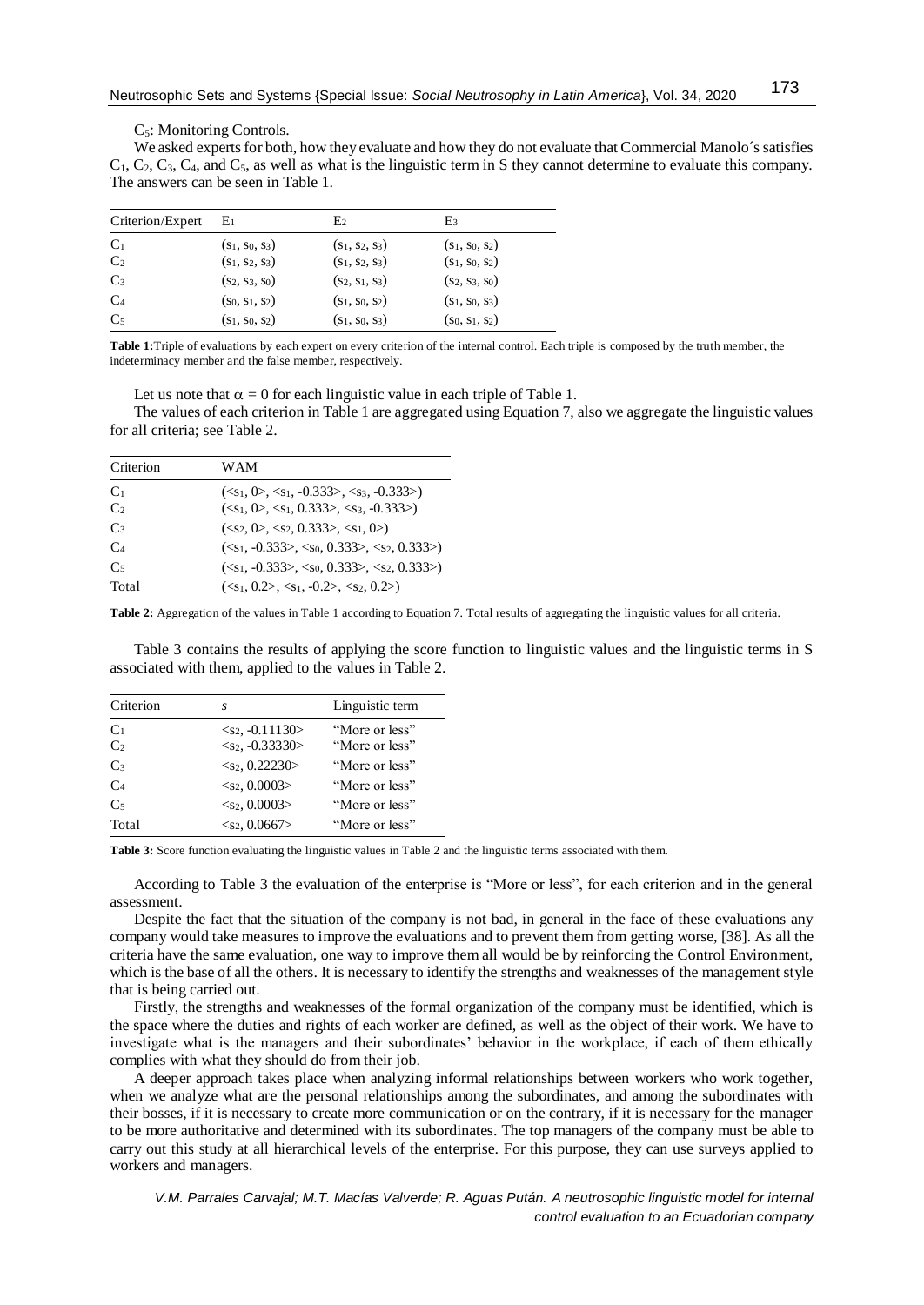$C_5$: Monitoring Controls.

We asked experts for both, how they evaluate and how they do not evaluate that Commercial Manolo´s satisfies $C_1$, $C_2$, $C_3$, $C_4$, and $C_5$, as well as what is the linguistic term in S they cannot determine to evaluate this company. The answers can be seen in Table 1.

| Criterion/Expert | $E_1$ | $E_2$ | $E_3$ |
|---|---|---|---|
| $C_1$ | $(s_1, s_0, s_3)$ | $(s_1, s_2, s_3)$ | $(s_1, s_0, s_2)$ |
| $C_2$ | $(s_1, s_2, s_3)$ | $(s_1, s_2, s_3)$ | $(s_1, s_0, s_2)$ |
| $C_3$ | $(s_2, s_3, s_0)$ | $(s_2, s_1, s_3)$ | $(s_2, s_3, s_0)$ |
| $C_4$ | $(s_0, s_1, s_2)$ | $(s_1, s_0, s_2)$ | $(s_1, s_0, s_3)$ |
| $C_5$ | $(s_1, s_0, s_2)$ | $(s_1, s_0, s_3)$ | $(s_0, s_1, s_2)$ |

**Table 1:** Triple of evaluations by each expert on every criterion of the internal control. Each triple is composed by the truth member, the indeterminacy member and the false member, respectively.

Let us note that $\alpha = 0$ for each linguistic value in each triple of Table 1.

The values of each criterion in Table 1 are aggregated using Equation 7, also we aggregate the linguistic values for all criteria; see Table 2.

| Criterion | WAM |
|---|---|
| $C_1$ | $(\langle s_1, 0\rangle, \langle s_1, -0.333\rangle, \langle s_3, -0.333\rangle)$ |
| $C_2$ | $(\langle s_1, 0\rangle, \langle s_1, 0.333\rangle, \langle s_3, -0.333\rangle)$ |
| $C_3$ | $(\langle s_2, 0\rangle, \langle s_2, 0.333\rangle, \langle s_1, 0\rangle)$ |
| $C_4$ | $(\langle s_1, -0.333\rangle, \langle s_0, 0.333\rangle, \langle s_2, 0.333\rangle)$ |
| $C_5$ | $(\langle s_1, -0.333\rangle, \langle s_0, 0.333\rangle, \langle s_2, 0.333\rangle)$ |
| Total | $(\langle s_1, 0.2\rangle, \langle s_1, -0.2\rangle, \langle s_2, 0.2\rangle)$ |

**Table 2:** Aggregation of the values in Table 1 according to Equation 7. Total results of aggregating the linguistic values for all criteria.

Table 3 contains the results of applying the score function to linguistic values and the linguistic terms in S associated with them, applied to the values in Table 2.

| Criterion | $s$ | Linguistic term |
|---|---|---|
| $C_1$ | $\langle s_2, -0.11130\rangle$ | "More or less" |
| $C_2$ | $\langle s_2, -0.33330\rangle$ | "More or less" |
| $C_3$ | $\langle s_2, 0.22230\rangle$ | "More or less" |
| $C_4$ | $\langle s_2, 0.0003\rangle$ | "More or less" |
| $C_5$ | $\langle s_2, 0.0003\rangle$ | "More or less" |
| Total | $\langle s_2, 0.0667\rangle$ | "More or less" |

**Table 3:** Score function evaluating the linguistic values in Table 2 and the linguistic terms associated with them.

According to Table 3 the evaluation of the enterprise is "More or less", for each criterion and in the general assessment.

Despite the fact that the situation of the company is not bad, in general in the face of these evaluations any company would take measures to improve the evaluations and to prevent them from getting worse, [38]. As all the criteria have the same evaluation, one way to improve them all would be by reinforcing the Control Environment, which is the base of all the others. It is necessary to identify the strengths and weaknesses of the management style that is being carried out.

Firstly, the strengths and weaknesses of the formal organization of the company must be identified, which is the space where the duties and rights of each worker are defined, as well as the object of their work. We have to investigate what is the managers and their subordinates' behavior in the workplace, if each of them ethically complies with what they should do from their job.

A deeper approach takes place when analyzing informal relationships between workers who work together, when we analyze what are the personal relationships among the subordinates, and among the subordinates with their bosses, if it is necessary to create more communication or on the contrary, if it is necessary for the manager to be more authoritative and determined with its subordinates. The top managers of the company must be able to carry out this study at all hierarchical levels of the enterprise. For this purpose, they can use surveys applied to workers and managers.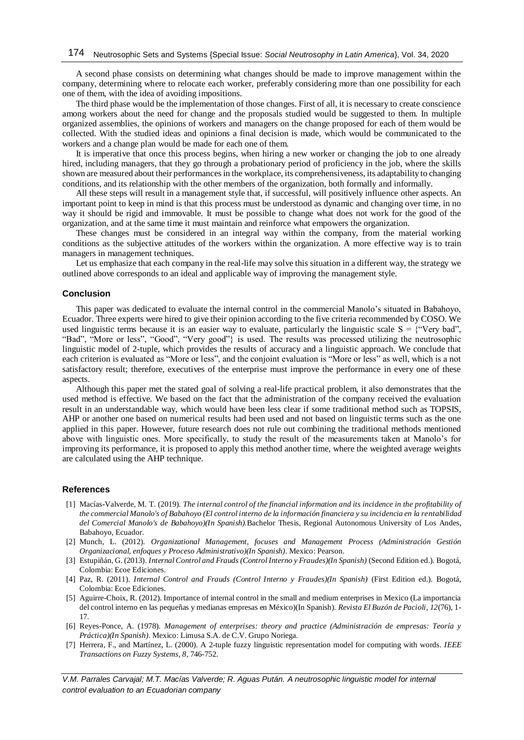A second phase consists on determining what changes should be made to improve management within the company, determining where to relocate each worker, preferably considering more than one possibility for each one of them, with the idea of avoiding impositions.

The third phase would be the implementation of those changes. First of all, it is necessary to create conscience among workers about the need for change and the proposals studied would be suggested to them. In multiple organized assemblies, the opinions of workers and managers on the change proposed for each of them would be collected. With the studied ideas and opinions a final decision is made, which would be communicated to the workers and a change plan would be made for each one of them.

It is imperative that once this process begins, when hiring a new worker or changing the job to one already hired, including managers, that they go through a probationary period of proficiency in the job, where the skills shown are measured about their performances in the workplace, its comprehensiveness, its adaptability to changing conditions, and its relationship with the other members of the organization, both formally and informally.

All these steps will result in a management style that, if successful, will positively influence other aspects. An important point to keep in mind is that this process must be understood as dynamic and changing over time, in no way it should be rigid and immovable. It must be possible to change what does not work for the good of the organization, and at the same time it must maintain and reinforce what empowers the organization.

These changes must be considered in an integral way within the company, from the material working conditions as the subjective attitudes of the workers within the organization. A more effective way is to train managers in management techniques.

Let us emphasize that each company in the real-life may solve this situation in a different way, the strategy we outlined above corresponds to an ideal and applicable way of improving the management style.

## Conclusion

This paper was dedicated to evaluate the internal control in the commercial Manolo's situated in Babahoyo, Ecuador. Three experts were hired to give their opinion according to the five criteria recommended by COSO. We used linguistic terms because it is an easier way to evaluate, particularly the linguistic scale S = {"Very bad", "Bad", "More or less", "Good", "Very good"} is used. The results was processed utilizing the neutrosophic linguistic model of 2-tuple, which provides the results of accuracy and a linguistic approach. We conclude that each criterion is evaluated as "More or less", and the conjoint evaluation is "More or less" as well, which is a not satisfactory result; therefore, executives of the enterprise must improve the performance in every one of these aspects.

Although this paper met the stated goal of solving a real-life practical problem, it also demonstrates that the used method is effective. We based on the fact that the administration of the company received the evaluation result in an understandable way, which would have been less clear if some traditional method such as TOPSIS, AHP or another one based on numerical results had been used and not based on linguistic terms such as the one applied in this paper. However, future research does not rule out combining the traditional methods mentioned above with linguistic ones. More specifically, to study the result of the measurements taken at Manolo's for improving its performance, it is proposed to apply this method another time, where the weighted average weights are calculated using the AHP technique.

## References

[1] Macías-Valverde, M. T. (2019). *The internal control of the financial information and its incidence in the profitability of the commercial Manolo's of Babahoyo (El control interno de la información financiera y su incidencia en la rentabilidad del Comercial Manolo's de Babahoyo)(In Spanish)*. Bachelor Thesis, Regional Autonomous University of Los Andes, Babahoyo, Ecuador.

[2] Munch, L. (2012). *Organizational Management, focuses and Management Process (Administración Gestión Organizacional, enfoques y Proceso Administrativo)(In Spanish)*. Mexico: Pearson.

[3] Estupiñán, G. (2013). *Internal Control and Frauds (Control Interno y Fraudes)(In Spanish)* (Second Edition ed.). Bogotá, Colombia: Ecoe Ediciones.

[4] Paz, R. (2011). *Internal Control and Frauds (Control Interno y Fraudes)(In Spanish)* (First Edition ed.). Bogotá, Colombia: Ecoe Ediciones.

[5] Aguirre-Choix, R. (2012). Importance of internal control in the small and medium enterprises in Mexico (La importancia del control interno en las pequeñas y medianas empresas en México)(In Spanish). *Revista El Buzón de Pacioli, 12*(76), 1-17.

[6] Reyes-Ponce, A. (1978). *Management of enterprises: theory and practice (Administración de empresas: Teoría y Práctica)(In Spanish)*. Mexico: Limusa S.A. de C.V. Grupo Noriega.

[7] Herrera, F., and Martínez, L. (2000). A 2-tuple fuzzy linguistic representation model for computing with words. *IEEE Transactions on Fuzzy Systems, 8*, 746-752.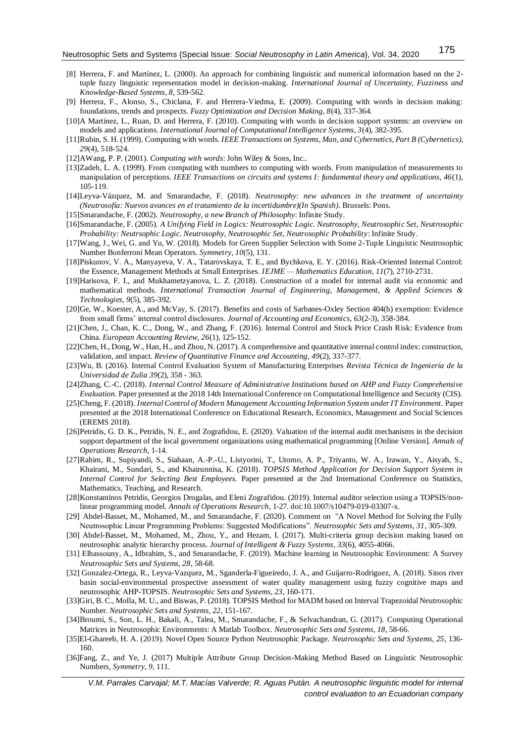[8] Herrera, F. and Martínez, L. (2000). An approach for combining linguistic and numerical information based on the 2-tuple fuzzy linguistic representation model in decision-making. *International Journal of Uncertainty, Fuzziness and Knowledge-Based Systems, 8*, 539-562.

[9] Herrera, F., Alonso, S., Chiclana, F. and Herrera-Viedma, E. (2009). Computing with words in decision making: foundations, trends and prospects. *Fuzzy Optimization and Decision Making, 8*(4), 337-364.

[10]A Martinez, L., Ruan, D. and Herrera, F. (2010). Computing with words in decision support systems: an overview on models and applications. *International Journal of Computational Intelligence Systems, 3*(4), 382-395.

[11]Rubin, S. H. (1999). Computing with words. *IEEE Transactions on Systems, Man, and Cybernetics, Part B (Cybernetics), 29*(4), 518-524.

[12]AWang, P. P. (2001). *Computing with words*: John Wiley & Sons, Inc..

[13]Zadeh, L. A. (1999). From computing with numbers to computing with words. From manipulation of measurements to manipulation of perceptions. *IEEE Transactions on circuits and systems I: fundamental theory and applications, 46*(1), 105-119.

[14]Leyva-Vázquez, M. and Smarandache, F. (2018). *Neutrosophy: new advances in the treatment of uncertainty (Neutrosofía: Nuevos avances en el tratamiento de la incertidumbre)(In Spanish)*. Brussels: Pons.

[15]Smarandache, F. (2002). *Neutrosophy, a new Branch of Philosophy*: Infinite Study.

[16]Smarandache, F. (2005). *A Unifying Field in Logics: Neutrosophic Logic. Neutrosophy, Neutrosophic Set, Neutrosophic Probability: Neutrsophic Logic. Neutrosophy, Neutrosophic Set, Neutrosophic Probability*: Infinite Study.

[17]Wang, J., Wei, G. and Yu, W. (2018). Models for Green Supplier Selection with Some 2-Tuple Linguistic Neutrosophic Number Bonferroni Mean Operators. *Symmetry, 10*(5), 131.

[18]Piskunov, V. A., Manyayeva, V. A., Tatarovskaya, T. E., and Bychkova, E. Y. (2016). Risk-Oriented Internal Control: the Essence, Management Methods at Small Enterprises. *IEJME — Mathematics Education, 11*(7), 2710-2731.

[19]Harisova, F. I., and Mukhametzyanova, L. Z. (2018). Construction of a model for internal audit via economic and mathematical methods. *International Transaction Journal of Engineering, Management, & Applied Sciences & Technologies, 9*(5), 385-392.

[20]Ge, W., Koester, A., and McVay, S. (2017). Benefits and costs of Sarbanes-Oxley Section 404(b) exemption: Evidence from small firms' internal control disclosures. *Journal of Accounting and Economics, 63*(2-3), 358-384.

[21]Chen, J., Chan, K. C., Dong, W., and Zhang, F. (2016). Internal Control and Stock Price Crash Risk: Evidence from China. *European Accounting Review, 26*(1), 125-152.

[22]Chen, H., Dong, W., Han, H., and Zhou, N. (2017). A comprehensive and quantitative internal control index: construction, validation, and impact. *Review of Quantitative Finance and Accounting, 49*(2), 337-377.

[23]Wu, B. (2016). Internal Control Evaluation System of Manufacturing Enterprises *Revista Técnica de Ingeniería de la Universidad de Zulia 39*(2), 358 - 363.

[24]Zhang, C.-C. (2018). *Internal Control Measure of Administrative Institutions based on AHP and Fuzzy Comprehensive Evaluation.* Paper presented at the 2018 14th International Conference on Computational Intelligence and Security (CIS).

[25]Cheng, F. (2018). *Internal Control of Modern Management Accounting Information System under IT Environment*. Paper presented at the 2018 International Conference on Educational Research, Economics, Management and Social Sciences (EREMS 2018).

[26]Petridis, G. D. K., Petridis, N. E., and Zografidou, E. (2020). Valuation of the internal audit mechanisms in the decision support department of the local government organizations using mathematical programming [Online Version]. *Annals of Operations Research*, 1-14.

[27]Rahim, R., Supiyandi, S., Siahaan, A.-P.-U., Listyorini, T., Utomo, A. P., Triyanto, W. A., Irawan, Y., Aisyah, S., Khairani, M., Sundari, S., and Khairunnisa, K. (2018). *TOPSIS Method Application for Decision Support System in Internal Control for Selecting Best Employees.* Paper presented at the 2nd International Conference on Statistics, Mathematics, Teaching, and Research.

[28]Konstantinos Petridis, Georgios Drogalas, and Eleni Zografidou. (2019). Internal auditor selection using a TOPSIS/non-linear programming model. *Annals of Operations Research*, 1-27. doi:10.1007/s10479-019-03307-x.

[29] Abdel-Basset, M., Mohamed, M., and Smarandache, F. (2020). Comment on "A Novel Method for Solving the Fully Neutrosophic Linear Programming Problems: Suggested Modifications". *Neutrosophic Sets and Systems, 31*, 305-309.

[30] Abdel-Basset, M., Mohamed, M., Zhou, Y., and Hezam, I. (2017). Multi-criteria group decision making based on neutrosophic analytic hierarchy process. *Journal of Intelligent & Fuzzy Systems, 33*(6), 4055-4066.

[31] Elhassouny, A., Idbrahim, S., and Smarandache, F. (2019). Machine learning in Neutrosophic Environment: A Survey *Neutrosophic Sets and Systems, 28*, 58-68.

[32] Gonzalez-Ortega, R., Leyva-Vazquez, M., Sganderla-Figueiredo, J. A., and Guijarro-Rodriguez, A. (2018). Sinos river basin social-environmental prospective assessment of water quality management using fuzzy cognitive maps and neutrosophic AHP-TOPSIS. *Neutrosophic Sets and Systems, 23*, 160-171.

[33]Giri, B. C., Molla, M. U., and Biswas, P. (2018). TOPSIS Method for MADM based on Interval Trapezoidal Neutrosophic Number. *Neutrosophic Sets and Systems, 22*, 151-167.

[34]Broumi, S., Son, L. H., Bakali, A., Talea, M., Smarandache, F., & Selvachandran, G. (2017). Computing Operational Matrices in Neutrosophic Environments: A Matlab Toolbox. *Neutrosophic Sets and Systems, 18*, 58-66.

[35]El-Ghareeb, H. A. (2019). Novel Open Source Python Neutrosophic Package. *Neutrosophic Sets and Systems, 25*, 136-160.

[36]Fang, Z., and Ye, J. (2017) Multiple Attribute Group Decision-Making Method Based on Linguistic Neutrosophic Numbers, *Symmetry, 9*, 111.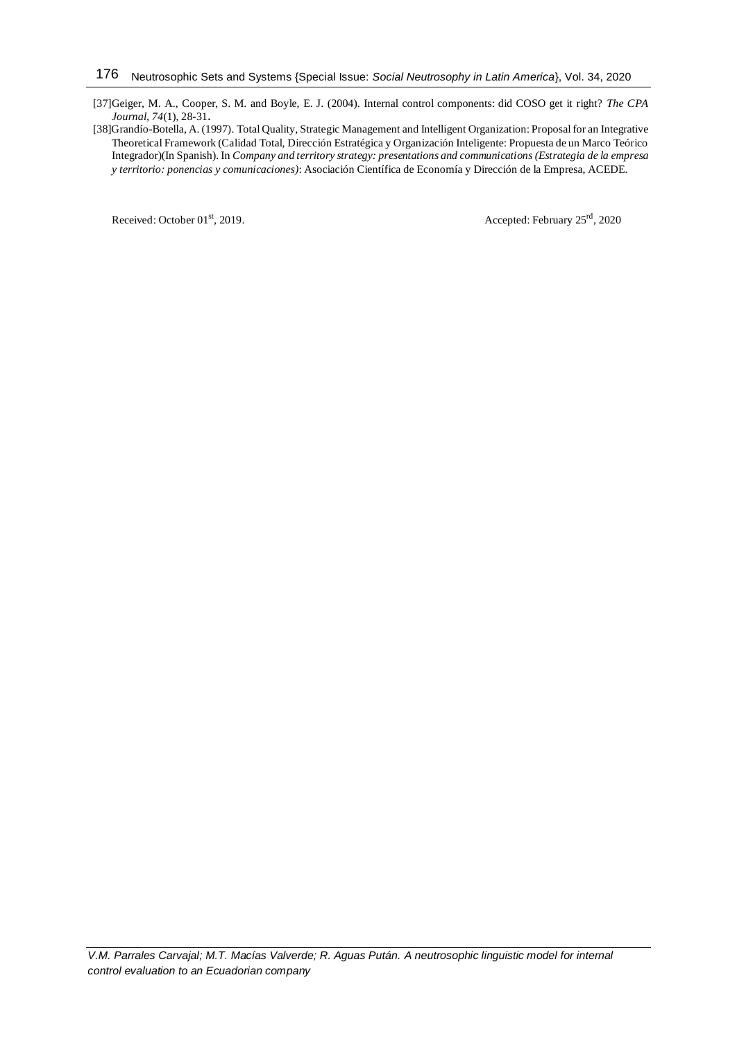[37]Geiger, M. A., Cooper, S. M. and Boyle, E. J. (2004). Internal control components: did COSO get it right? *The CPA Journal*, *74*(1), 28-31.

[38]Grandío-Botella, A. (1997). Total Quality, Strategic Management and Intelligent Organization: Proposal for an Integrative Theoretical Framework (Calidad Total, Dirección Estratégica y Organización Inteligente: Propuesta de un Marco Teórico Integrador)(In Spanish). In *Company and territory strategy: presentations and communications (Estrategia de la empresa y territorio: ponencias y comunicaciones)*: Asociación Científica de Economía y Dirección de la Empresa, ACEDE.

Received: October 01st, 2019. Accepted: February 25rd, 2020